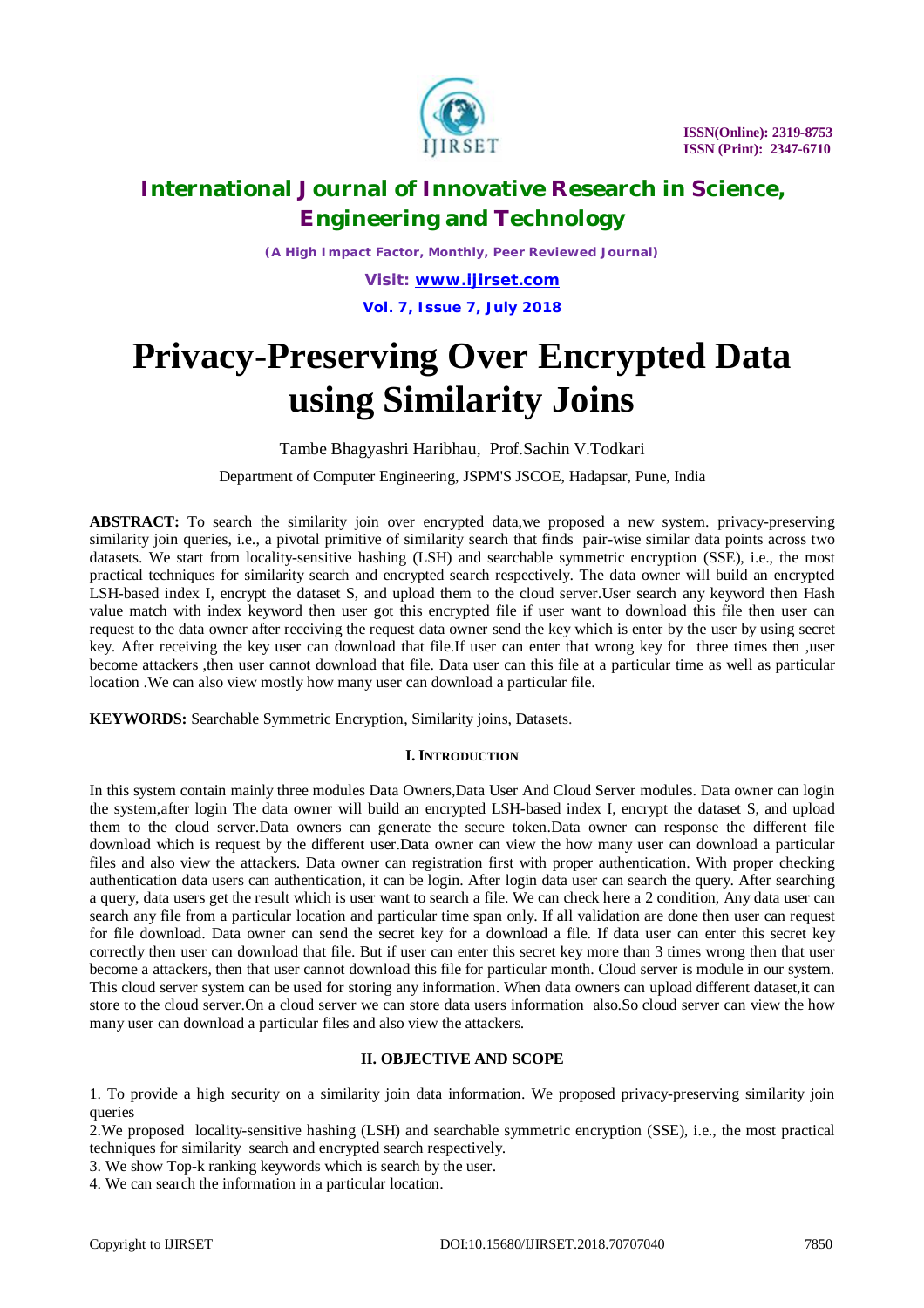# Privacy-Preserving Over Encrypted Data using Similarity Joins

Tambe Bhagyashri Haribhau, Prof.Sachin V.Todkari

Department of Computer Engineering, JSPM'S JSCOE, Hadapsar, Pune, India

**ABSTRACT:** To search the similarity join over encrypted data,we proposed a new system. privacy-preserving similarity join queries, i.e., a pivotal primitive of similarity search that finds pair-wise similar data points across two datasets. We start from locality-sensitive hashing (LSH) and searchable symmetric encryption (SSE), i.e., the most practical techniques for similarity search and encrypted search respectively. The data owner will build an encrypted LSH-based index I, encrypt the dataset S, and upload them to the cloud server.User search any keyword then Hash value match with index keyword then user got this encrypted file if user want to download this file then user can request to the data owner after receiving the request data owner send the key which is enter by the user by using secret key. After receiving the key user can download that file.If user can enter that wrong key for three times then ,user become attackers ,then user cannot download that file. Data user can this file at a particular time as well as particular location .We can also view mostly how many user can download a particular file.

**KEYWORDS:** Searchable Symmetric Encryption, Similarity joins, Datasets.

## I. INTRODUCTION

In this system contain mainly three modules Data Owners,Data User And Cloud Server modules. Data owner can login the system,after login The data owner will build an encrypted LSH-based index I, encrypt the dataset S, and upload them to the cloud server.Data owners can generate the secure token.Data owner can response the different file download which is request by the different user.Data owner can view the how many user can download a particular files and also view the attackers. Data owner can registration first with proper authentication. With proper checking authentication data users can authentication, it can be login. After login data user can search the query. After searching a query, data users get the result which is user want to search a file. We can check here a 2 condition, Any data user can search any file from a particular location and particular time span only. If all validation are done then user can request for file download. Data owner can send the secret key for a download a file. If data user can enter this secret key correctly then user can download that file. But if user can enter this secret key more than 3 times wrong then that user become a attackers, then that user cannot download this file for particular month. Cloud server is module in our system. This cloud server system can be used for storing any information. When data owners can upload different dataset,it can store to the cloud server.On a cloud server we can store data users information also.So cloud server can view the how many user can download a particular files and also view the attackers.

## II. OBJECTIVE AND SCOPE

1. To provide a high security on a similarity join data information. We proposed privacy-preserving similarity join queries

2.We proposed locality-sensitive hashing (LSH) and searchable symmetric encryption (SSE), i.e., the most practical techniques for similarity search and encrypted search respectively.

3. We show Top-k ranking keywords which is search by the user.

4. We can search the information in a particular location.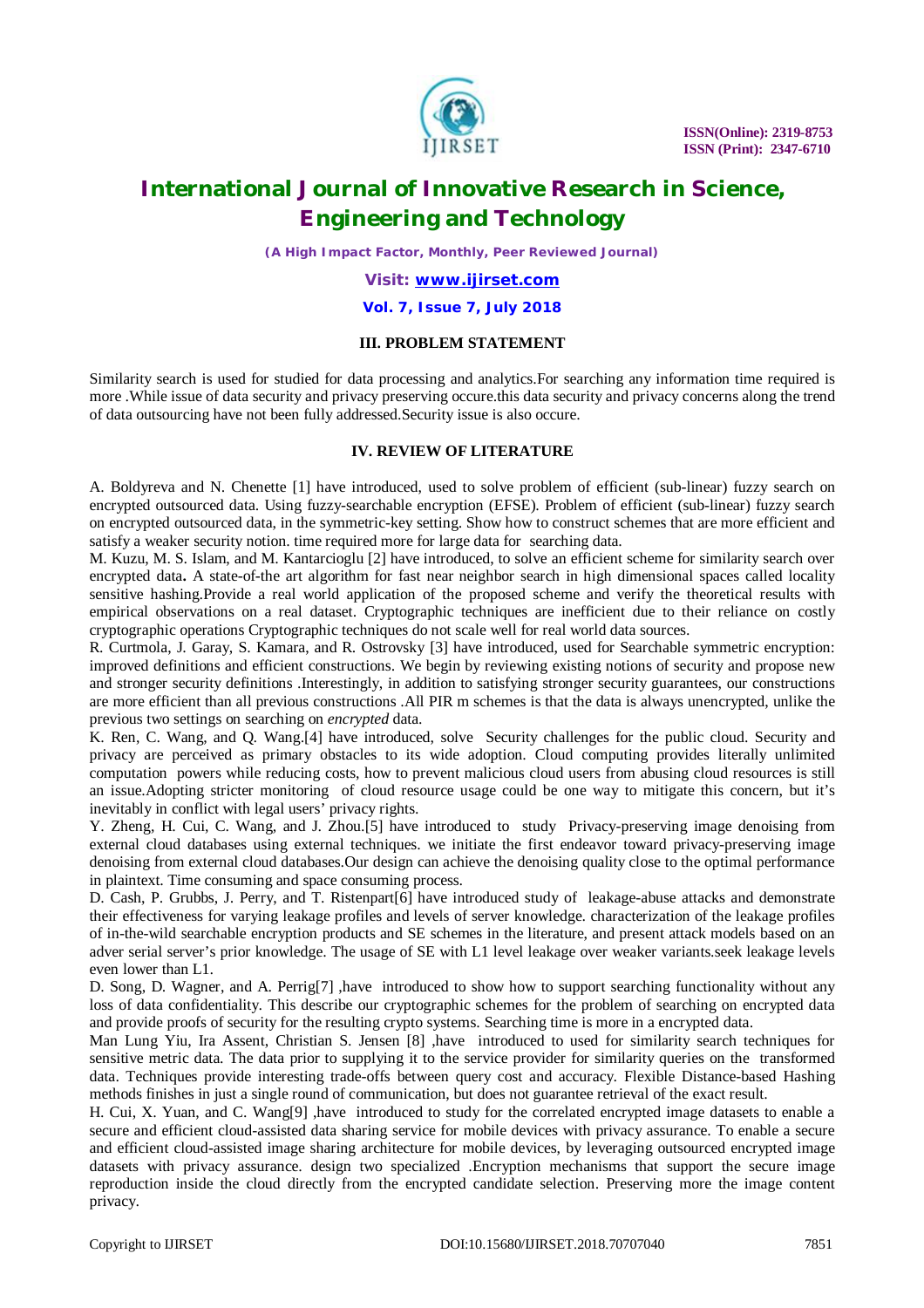## III. PROBLEM STATEMENT

Similarity search is used for studied for data processing and analytics.For searching any information time required is more .While issue of data security and privacy preserving occure.this data security and privacy concerns along the trend of data outsourcing have not been fully addressed.Security issue is also occure.

## IV. REVIEW OF LITERATURE

A. Boldyreva and N. Chenette [1] have introduced, used to solve problem of efficient (sub-linear) fuzzy search on encrypted outsourced data. Using fuzzy-searchable encryption (EFSE). Problem of efficient (sub-linear) fuzzy search on encrypted outsourced data, in the symmetric-key setting. Show how to construct schemes that are more efficient and satisfy a weaker security notion. time required more for large data for searching data.

M. Kuzu, M. S. Islam, and M. Kantarcioglu [2] have introduced, to solve an efficient scheme for similarity search over encrypted data**.** A state-of-the art algorithm for fast near neighbor search in high dimensional spaces called locality sensitive hashing.Provide a real world application of the proposed scheme and verify the theoretical results with empirical observations on a real dataset. Cryptographic techniques are inefficient due to their reliance on costly cryptographic operations Cryptographic techniques do not scale well for real world data sources.

R. Curtmola, J. Garay, S. Kamara, and R. Ostrovsky [3] have introduced, used for Searchable symmetric encryption: improved definitions and efficient constructions. We begin by reviewing existing notions of security and propose new and stronger security definitions .Interestingly, in addition to satisfying stronger security guarantees, our constructions are more efficient than all previous constructions .All PIR m schemes is that the data is always unencrypted, unlike the previous two settings on searching on *encrypted* data.

K. Ren, C. Wang, and Q. Wang.[4] have introduced, solve Security challenges for the public cloud. Security and privacy are perceived as primary obstacles to its wide adoption. Cloud computing provides literally unlimited computation powers while reducing costs, how to prevent malicious cloud users from abusing cloud resources is still an issue.Adopting stricter monitoring of cloud resource usage could be one way to mitigate this concern, but it's inevitably in conflict with legal users' privacy rights.

Y. Zheng, H. Cui, C. Wang, and J. Zhou.[5] have introduced to study Privacy-preserving image denoising from external cloud databases using external techniques. we initiate the first endeavor toward privacy-preserving image denoising from external cloud databases.Our design can achieve the denoising quality close to the optimal performance in plaintext. Time consuming and space consuming process.

D. Cash, P. Grubbs, J. Perry, and T. Ristenpart[6] have introduced study of leakage-abuse attacks and demonstrate their effectiveness for varying leakage profiles and levels of server knowledge. characterization of the leakage profiles of in-the-wild searchable encryption products and SE schemes in the literature, and present attack models based on an adver serial server's prior knowledge. The usage of SE with L1 level leakage over weaker variants.seek leakage levels even lower than L1.

D. Song, D. Wagner, and A. Perrig[7] ,have introduced to show how to support searching functionality without any loss of data confidentiality. This describe our cryptographic schemes for the problem of searching on encrypted data and provide proofs of security for the resulting crypto systems. Searching time is more in a encrypted data.

Man Lung Yiu, Ira Assent, Christian S. Jensen [8] ,have introduced to used for similarity search techniques for sensitive metric data. The data prior to supplying it to the service provider for similarity queries on the transformed data. Techniques provide interesting trade-offs between query cost and accuracy. Flexible Distance-based Hashing methods finishes in just a single round of communication, but does not guarantee retrieval of the exact result.

H. Cui, X. Yuan, and C. Wang[9] ,have introduced to study for the correlated encrypted image datasets to enable a secure and efficient cloud-assisted data sharing service for mobile devices with privacy assurance. To enable a secure and efficient cloud-assisted image sharing architecture for mobile devices, by leveraging outsourced encrypted image datasets with privacy assurance. design two specialized .Encryption mechanisms that support the secure image reproduction inside the cloud directly from the encrypted candidate selection. Preserving more the image content privacy.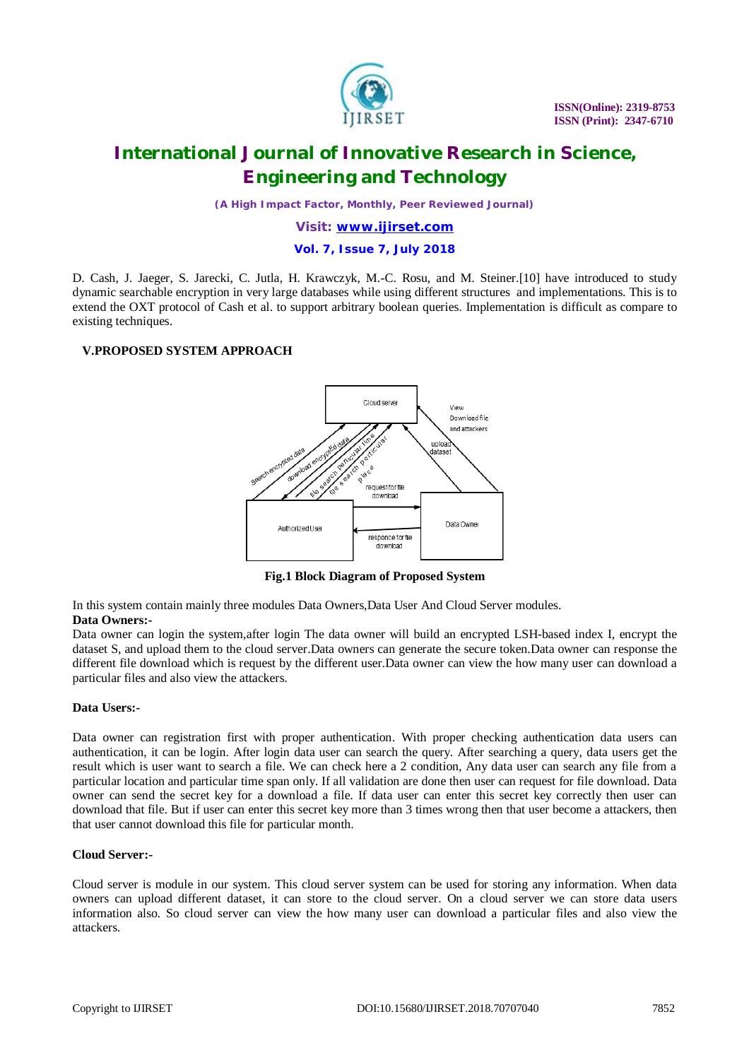D. Cash, J. Jaeger, S. Jarecki, C. Jutla, H. Krawczyk, M.-C. Rosu, and M. Steiner.[10] have introduced to study dynamic searchable encryption in very large databases while using different structures and implementations. This is to extend the OXT protocol of Cash et al. to support arbitrary boolean queries. Implementation is difficult as compare to existing techniques.

## V.PROPOSED SYSTEM APPROACH

Fig.1 Block Diagram of Proposed System

In this system contain mainly three modules Data Owners,Data User And Cloud Server modules.

**Data Owners:-**

Data owner can login the system,after login The data owner will build an encrypted LSH-based index I, encrypt the dataset S, and upload them to the cloud server.Data owners can generate the secure token.Data owner can response the different file download which is request by the different user.Data owner can view the how many user can download a particular files and also view the attackers.

**Data Users:-**

Data owner can registration first with proper authentication. With proper checking authentication data users can authentication, it can be login. After login data user can search the query. After searching a query, data users get the result which is user want to search a file. We can check here a 2 condition, Any data user can search any file from a particular location and particular time span only. If all validation are done then user can request for file download. Data owner can send the secret key for a download a file. If data user can enter this secret key correctly then user can download that file. But if user can enter this secret key more than 3 times wrong then that user become a attackers, then that user cannot download this file for particular month.

**Cloud Server:-**

Cloud server is module in our system. This cloud server system can be used for storing any information. When data owners can upload different dataset, it can store to the cloud server. On a cloud server we can store data users information also. So cloud server can view the how many user can download a particular files and also view the attackers.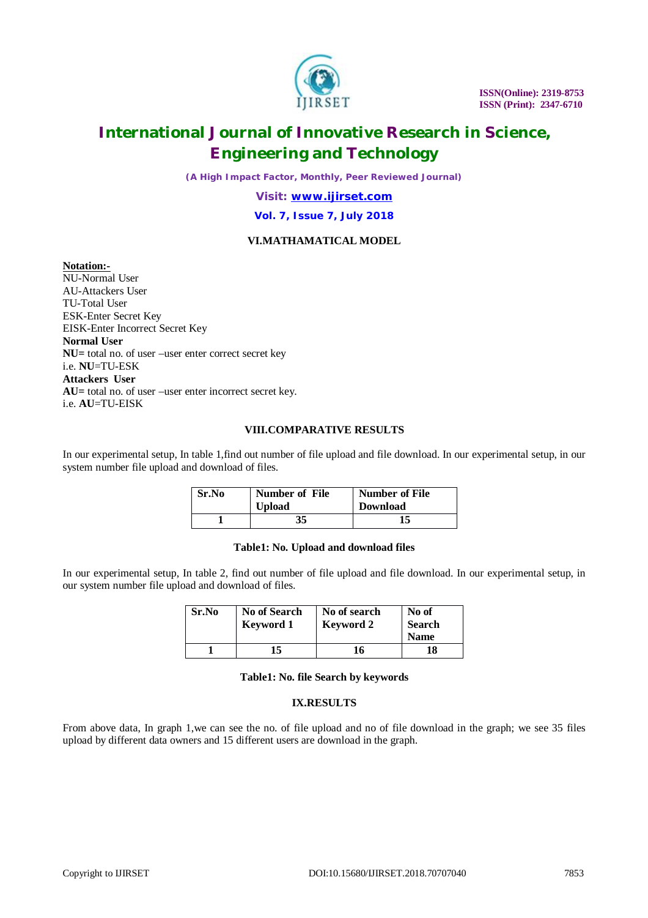## VI.MATHAMATICAL MODEL

**Notation:-**
NU-Normal User
AU-Attackers User
TU-Total User
ESK-Enter Secret Key
EISK-Enter Incorrect Secret Key
**Normal User**
**NU=** total no. of user –user enter correct secret key
i.e. **NU**=TU-ESK
**Attackers User**
**AU=** total no. of user –user enter incorrect secret key.
i.e. **AU**=TU-EISK

## VIII.COMPARATIVE RESULTS

In our experimental setup, In table 1,find out number of file upload and file download. In our experimental setup, in our system number file upload and download of files.

| Sr.No | Number of File Upload | Number of File Download |
|---|---|---|
| 1 | 35 | 15 |

**Table1: No. Upload and download files**

In our experimental setup, In table 2, find out number of file upload and file download. In our experimental setup, in our system number file upload and download of files.

| Sr.No | No of Search Keyword 1 | No of search Keyword 2 | No of Search Name |
|---|---|---|---|
| 1 | 15 | 16 | 18 |

**Table1: No. file Search by keywords**

## IX.RESULTS

From above data, In graph 1,we can see the no. of file upload and no of file download in the graph; we see 35 files upload by different data owners and 15 different users are download in the graph.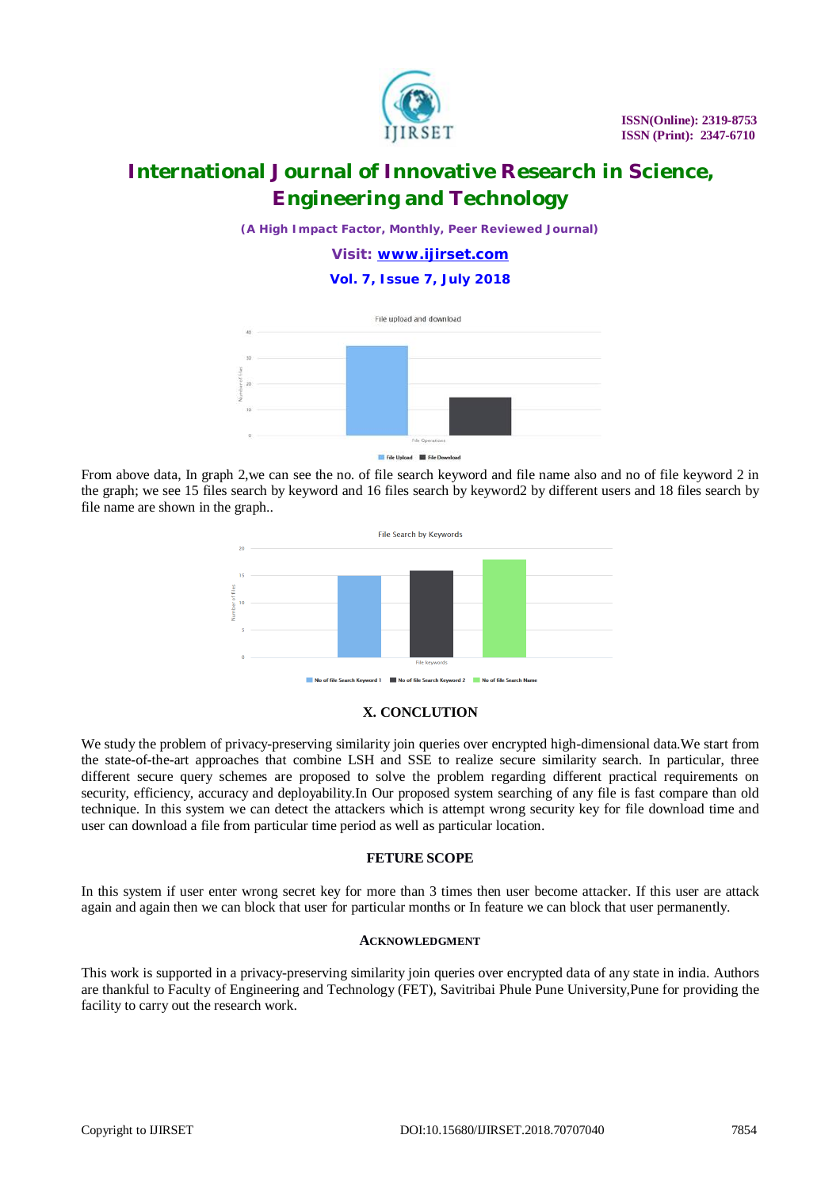From above data, In graph 2,we can see the no. of file search keyword and file name also and no of file keyword 2 in the graph; we see 15 files search by keyword and 16 files search by keyword2 by different users and 18 files search by file name are shown in the graph..

## X. CONCLUTION

We study the problem of privacy-preserving similarity join queries over encrypted high-dimensional data.We start from the state-of-the-art approaches that combine LSH and SSE to realize secure similarity search. In particular, three different secure query schemes are proposed to solve the problem regarding different practical requirements on security, efficiency, accuracy and deployability.In Our proposed system searching of any file is fast compare than old technique. In this system we can detect the attackers which is attempt wrong security key for file download time and user can download a file from particular time period as well as particular location.

## FETURE SCOPE

In this system if user enter wrong secret key for more than 3 times then user become attacker. If this user are attack again and again then we can block that user for particular months or In feature we can block that user permanently.

## ACKNOWLEDGMENT

This work is supported in a privacy-preserving similarity join queries over encrypted data of any state in india. Authors are thankful to Faculty of Engineering and Technology (FET), Savitribai Phule Pune University,Pune for providing the facility to carry out the research work.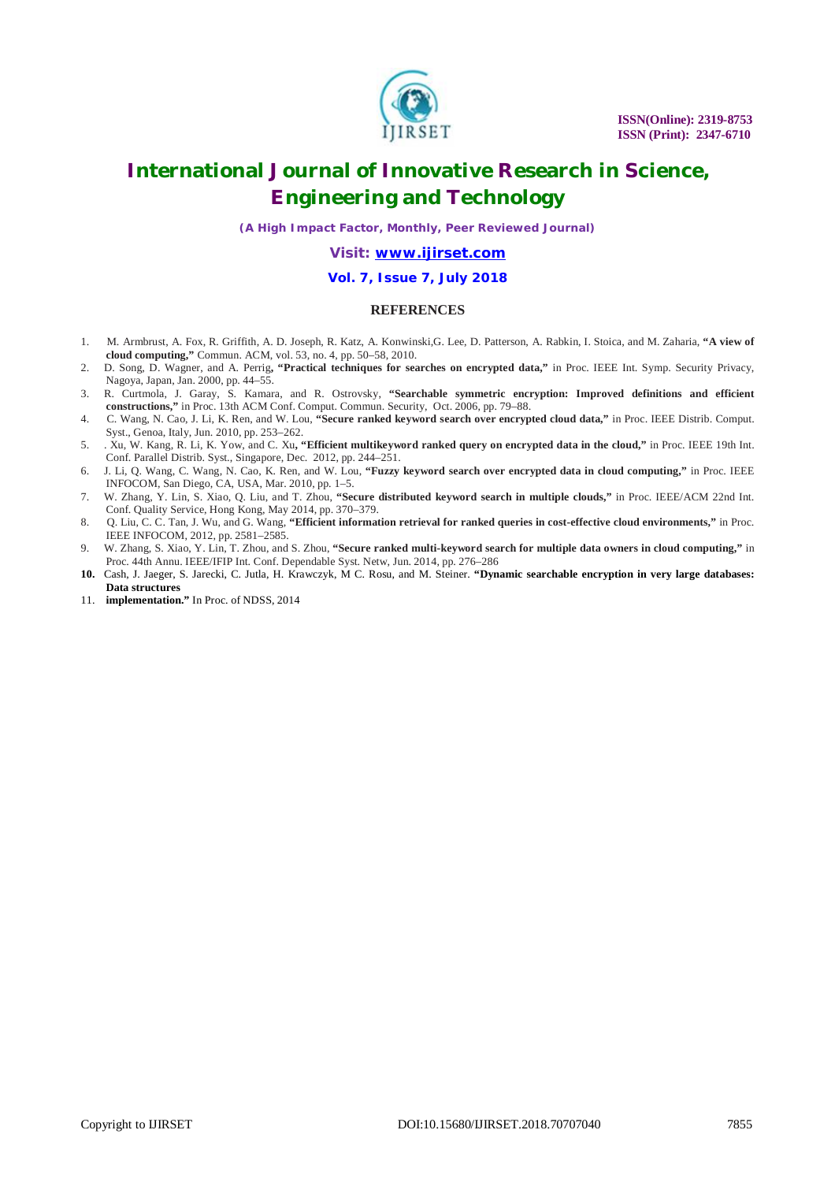## REFERENCES

1. M. Armbrust, A. Fox, R. Griffith, A. D. Joseph, R. Katz, A. Konwinski,G. Lee, D. Patterson, A. Rabkin, I. Stoica, and M. Zaharia, **"A view of cloud computing,"** Commun. ACM, vol. 53, no. 4, pp. 50–58, 2010.
2. D. Song, D. Wagner, and A. Perrig**, "Practical techniques for searches on encrypted data,"** in Proc. IEEE Int. Symp. Security Privacy, Nagoya, Japan, Jan. 2000, pp. 44–55.
3. R. Curtmola, J. Garay, S. Kamara, and R. Ostrovsky, **"Searchable symmetric encryption: Improved definitions and efficient constructions,"** in Proc. 13th ACM Conf. Comput. Commun. Security, Oct. 2006, pp. 79–88.
4. C. Wang, N. Cao, J. Li, K. Ren, and W. Lou, **"Secure ranked keyword search over encrypted cloud data,"** in Proc. IEEE Distrib. Comput. Syst., Genoa, Italy, Jun. 2010, pp. 253–262.
5. . Xu, W. Kang, R. Li, K. Yow, and C. Xu**, "Efficient multikeyword ranked query on encrypted data in the cloud,"** in Proc. IEEE 19th Int. Conf. Parallel Distrib. Syst., Singapore, Dec. 2012, pp. 244–251.
6. J. Li, Q. Wang, C. Wang, N. Cao, K. Ren, and W. Lou, **"Fuzzy keyword search over encrypted data in cloud computing,"** in Proc. IEEE INFOCOM, San Diego, CA, USA, Mar. 2010, pp. 1–5.
7. W. Zhang, Y. Lin, S. Xiao, Q. Liu, and T. Zhou, **"Secure distributed keyword search in multiple clouds,"** in Proc. IEEE/ACM 22nd Int. Conf. Quality Service, Hong Kong, May 2014, pp. 370–379.
8. Q. Liu, C. C. Tan, J. Wu, and G. Wang, **"Efficient information retrieval for ranked queries in cost-effective cloud environments,"** in Proc. IEEE INFOCOM, 2012, pp. 2581–2585.
9. W. Zhang, S. Xiao, Y. Lin, T. Zhou, and S. Zhou, **"Secure ranked multi-keyword search for multiple data owners in cloud computing,"** in Proc. 44th Annu. IEEE/IFIP Int. Conf. Dependable Syst. Netw, Jun. 2014, pp. 276–286
10. Cash, J. Jaeger, S. Jarecki, C. Jutla, H. Krawczyk, M C. Rosu, and M. Steiner. **"Dynamic searchable encryption in very large databases: Data structures**
11. **implementation."** In Proc. of NDSS, 2014